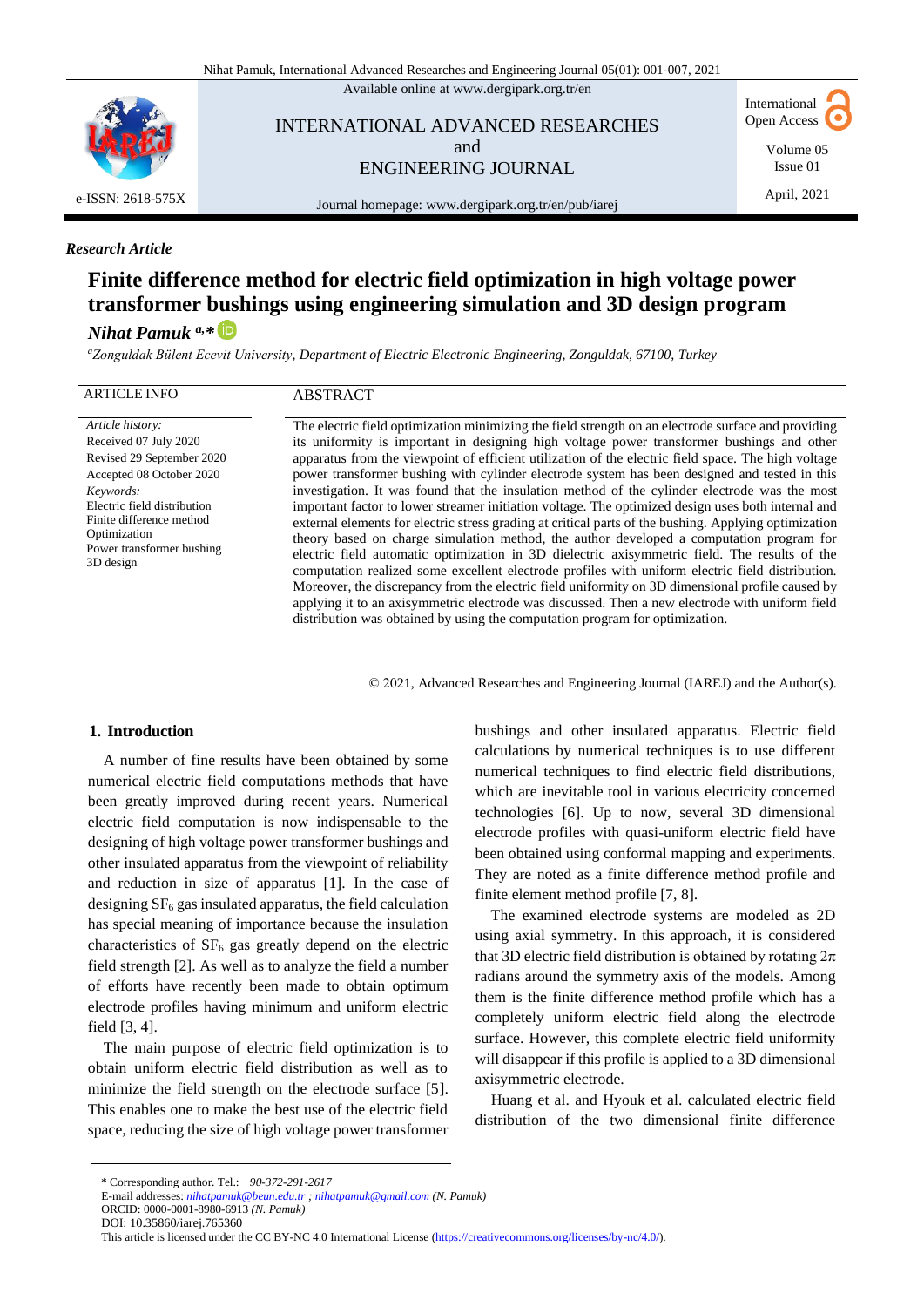Available online at www.dergipark.org.tr/en

INTERNATIONAL ADVANCED RESEARCHES and ENGINEERING JOURNAL

Journal homepage: www.dergipark.org.tr/en/pub/iarej

e-ISSN: 2618-575X

International Open Access

Volume 05 Issue 01

April, 2021

*Research Article*

# Finite difference method for electric field optimization in high voltage power transformer bushings using engineering simulation and 3D design program

***Nihat Pamuk*** [a,*]

[a]*Zonguldak Bülent Ecevit University, Department of Electric Electronic Engineering, Zonguldak, 67100, Turkey*

**ARTICLE INFO**

*Article history:*
Received 07 July 2020
Revised 29 September 2020
Accepted 08 October 2020

*Keywords:*
Electric field distribution
Finite difference method
Optimization
Power transformer bushing
3D design

**ABSTRACT**

The electric field optimization minimizing the field strength on an electrode surface and providing its uniformity is important in designing high voltage power transformer bushings and other apparatus from the viewpoint of efficient utilization of the electric field space. The high voltage power transformer bushing with cylinder electrode system has been designed and tested in this investigation. It was found that the insulation method of the cylinder electrode was the most important factor to lower streamer initiation voltage. The optimized design uses both internal and external elements for electric stress grading at critical parts of the bushing. Applying optimization theory based on charge simulation method, the author developed a computation program for electric field automatic optimization in 3D dielectric axisymmetric field. The results of the computation realized some excellent electrode profiles with uniform electric field distribution. Moreover, the discrepancy from the electric field uniformity on 3D dimensional profile caused by applying it to an axisymmetric electrode was discussed. Then a new electrode with uniform field distribution was obtained by using the computation program for optimization.

© 2021, Advanced Researches and Engineering Journal (IAREJ) and the Author(s).

## 1. Introduction

A number of fine results have been obtained by some numerical electric field computations methods that have been greatly improved during recent years. Numerical electric field computation is now indispensable to the designing of high voltage power transformer bushings and other insulated apparatus from the viewpoint of reliability and reduction in size of apparatus [1]. In the case of designing $SF_6$ gas insulated apparatus, the field calculation has special meaning of importance because the insulation characteristics of $SF_6$ gas greatly depend on the electric field strength [2]. As well as to analyze the field a number of efforts have recently been made to obtain optimum electrode profiles having minimum and uniform electric field [3, 4].

The main purpose of electric field optimization is to obtain uniform electric field distribution as well as to minimize the field strength on the electrode surface [5]. This enables one to make the best use of the electric field space, reducing the size of high voltage power transformer bushings and other insulated apparatus. Electric field calculations by numerical techniques is to use different numerical techniques to find electric field distributions, which are inevitable tool in various electricity concerned technologies [6]. Up to now, several 3D dimensional electrode profiles with quasi-uniform electric field have been obtained using conformal mapping and experiments. They are noted as a finite difference method profile and finite element method profile [7, 8].

The examined electrode systems are modeled as 2D using axial symmetry. In this approach, it is considered that 3D electric field distribution is obtained by rotating $2\pi$ radians around the symmetry axis of the models. Among them is the finite difference method profile which has a completely uniform electric field along the electrode surface. However, this complete electric field uniformity will disappear if this profile is applied to a 3D dimensional axisymmetric electrode.

Huang et al. and Hyouk et al. calculated electric field distribution of the two dimensional finite difference

* Corresponding author. Tel.: *+90-372-291-2617*
E-mail addresses: *nihatpamuk@beun.edu.tr* ; *nihatpamuk@gmail.com* *(N. Pamuk)*
ORCID: 0000-0001-8980-6913 *(N. Pamuk)*
DOI: 10.35860/iarej.765360
This article is licensed under the CC BY-NC 4.0 International License (https://creativecommons.org/licenses/by-nc/4.0/).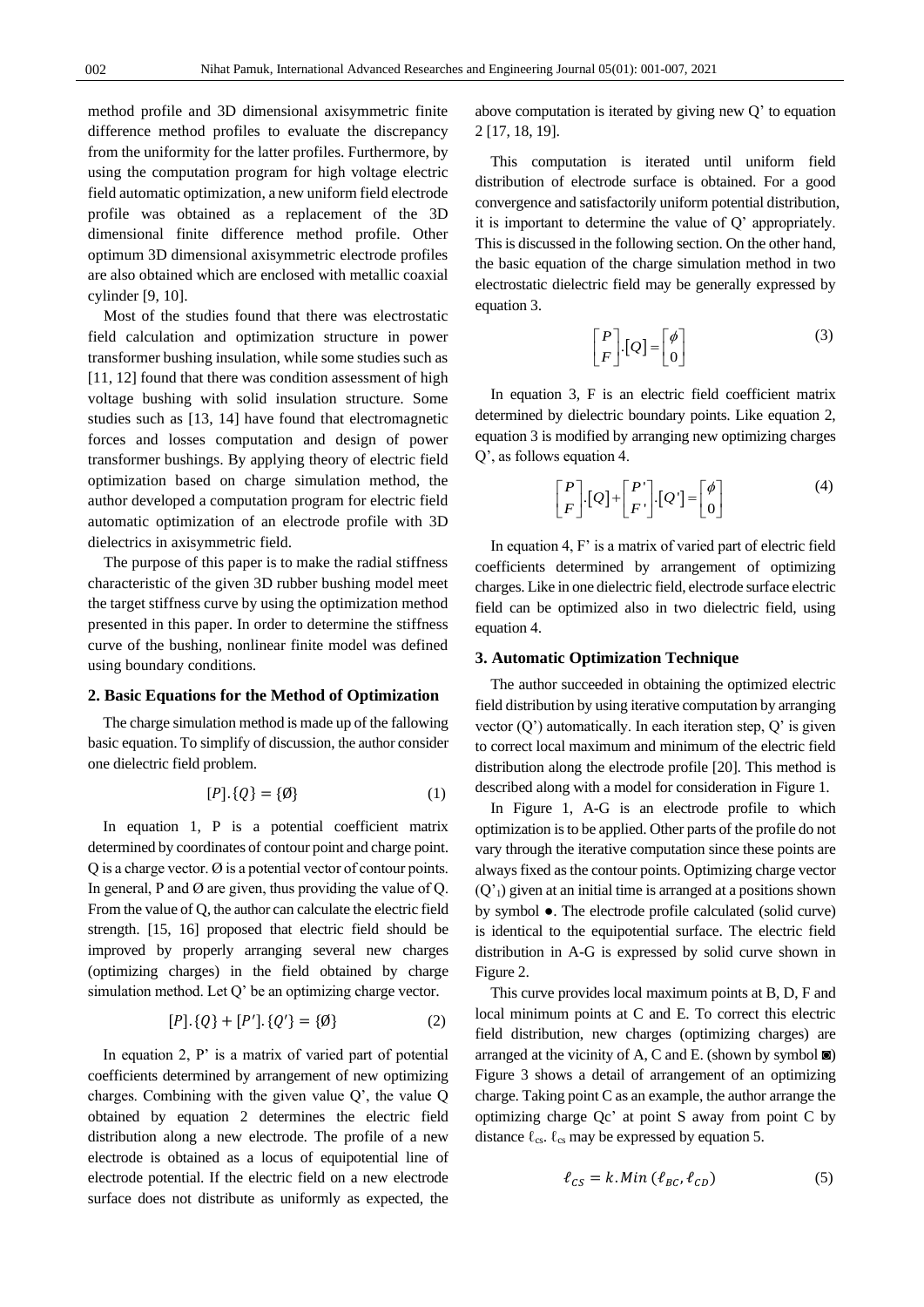method profile and 3D dimensional axisymmetric finite difference method profiles to evaluate the discrepancy from the uniformity for the latter profiles. Furthermore, by using the computation program for high voltage electric field automatic optimization, a new uniform field electrode profile was obtained as a replacement of the 3D dimensional finite difference method profile. Other optimum 3D dimensional axisymmetric electrode profiles are also obtained which are enclosed with metallic coaxial cylinder [9, 10].

Most of the studies found that there was electrostatic field calculation and optimization structure in power transformer bushing insulation, while some studies such as [11, 12] found that there was condition assessment of high voltage bushing with solid insulation structure. Some studies such as [13, 14] have found that electromagnetic forces and losses computation and design of power transformer bushings. By applying theory of electric field optimization based on charge simulation method, the author developed a computation program for electric field automatic optimization of an electrode profile with 3D dielectrics in axisymmetric field.

The purpose of this paper is to make the radial stiffness characteristic of the given 3D rubber bushing model meet the target stiffness curve by using the optimization method presented in this paper. In order to determine the stiffness curve of the bushing, nonlinear finite model was defined using boundary conditions.

## 2. Basic Equations for the Method of Optimization

The charge simulation method is made up of the fallowing basic equation. To simplify of discussion, the author consider one dielectric field problem.

$$[P].\{Q\} = \{\emptyset\} \tag{1}$$

In equation 1, P is a potential coefficient matrix determined by coordinates of contour point and charge point. Q is a charge vector. Ø is a potential vector of contour points. In general, P and Ø are given, thus providing the value of Q. From the value of Q, the author can calculate the electric field strength. [15, 16] proposed that electric field should be improved by properly arranging several new charges (optimizing charges) in the field obtained by charge simulation method. Let Q' be an optimizing charge vector.

$$[P].\{Q\} + [P'].\{Q'\} = \{\emptyset\} \tag{2}$$

In equation 2, P' is a matrix of varied part of potential coefficients determined by arrangement of new optimizing charges. Combining with the given value Q', the value Q obtained by equation 2 determines the electric field distribution along a new electrode. The profile of a new electrode is obtained as a locus of equipotential line of electrode potential. If the electric field on a new electrode surface does not distribute as uniformly as expected, the above computation is iterated by giving new Q' to equation 2 [17, 18, 19].

This computation is iterated until uniform field distribution of electrode surface is obtained. For a good convergence and satisfactorily uniform potential distribution, it is important to determine the value of Q' appropriately. This is discussed in the following section. On the other hand, the basic equation of the charge simulation method in two electrostatic dielectric field may be generally expressed by equation 3.

$$\begin{bmatrix} P \\ F \end{bmatrix}.[Q] = \begin{bmatrix} \phi \\ 0 \end{bmatrix} \tag{3}$$

In equation 3, F is an electric field coefficient matrix determined by dielectric boundary points. Like equation 2, equation 3 is modified by arranging new optimizing charges Q', as follows equation 4.

$$\begin{bmatrix} P \\ F \end{bmatrix}.[Q] + \begin{bmatrix} P' \\ F' \end{bmatrix}.[Q'] = \begin{bmatrix} \phi \\ 0 \end{bmatrix} \tag{4}$$

In equation 4, F' is a matrix of varied part of electric field coefficients determined by arrangement of optimizing charges. Like in one dielectric field, electrode surface electric field can be optimized also in two dielectric field, using equation 4.

## 3. Automatic Optimization Technique

The author succeeded in obtaining the optimized electric field distribution by using iterative computation by arranging vector (Q') automatically. In each iteration step, Q' is given to correct local maximum and minimum of the electric field distribution along the electrode profile [20]. This method is described along with a model for consideration in Figure 1.

In Figure 1, A-G is an electrode profile to which optimization is to be applied. Other parts of the profile do not vary through the iterative computation since these points are always fixed as the contour points. Optimizing charge vector ($Q'_1$) given at an initial time is arranged at a positions shown by symbol ●. The electrode profile calculated (solid curve) is identical to the equipotential surface. The electric field distribution in A-G is expressed by solid curve shown in Figure 2.

This curve provides local maximum points at B, D, F and local minimum points at C and E. To correct this electric field distribution, new charges (optimizing charges) are arranged at the vicinity of A, C and E. (shown by symbol ◙) Figure 3 shows a detail of arrangement of an optimizing charge. Taking point C as an example, the author arrange the optimizing charge Qc' at point S away from point C by distance $\ell_{cs}$. $\ell_{cs}$ may be expressed by equation 5.

$$\ell_{CS} = k.Min\,(\ell_{BC}, \ell_{CD}) \tag{5}$$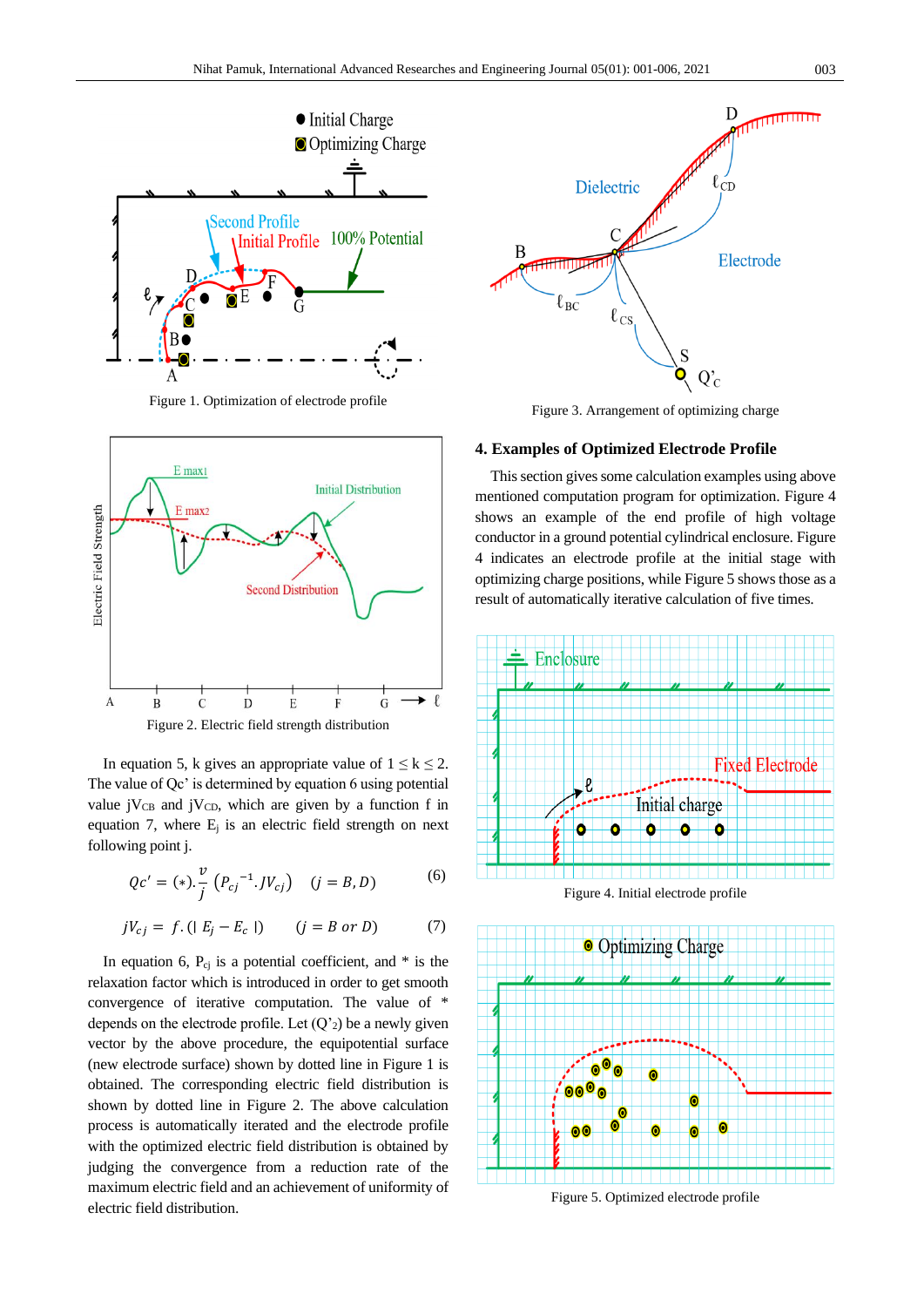Figure 1. Optimization of electrode profile

Figure 2. Electric field strength distribution

In equation 5, k gives an appropriate value of $1 \leq k \leq 2$. The value of Qc' is determined by equation 6 using potential value $jV_{CB}$ and $jV_{CD}$, which are given by a function f in equation 7, where $E_j$ is an electric field strength on next following point j.

$$Qc' = (*).\frac{v}{j}\left(P_{cj}^{\ -1}.JV_{cj}\right) \quad (j = B, D) \tag{6}$$

$$jV_{cj} = f.(|\ E_j - E_c\ |) \quad (j = B\ or\ D) \tag{7}$$

In equation 6, $P_{cj}$ is a potential coefficient, and * is the relaxation factor which is introduced in order to get smooth convergence of iterative computation. The value of * depends on the electrode profile. Let (Q'$_2$) be a newly given vector by the above procedure, the equipotential surface (new electrode surface) shown by dotted line in Figure 1 is obtained. The corresponding electric field distribution is shown by dotted line in Figure 2. The above calculation process is automatically iterated and the electrode profile with the optimized electric field distribution is obtained by judging the convergence from a reduction rate of the maximum electric field and an achievement of uniformity of electric field distribution.

Figure 3. Arrangement of optimizing charge

## 4. Examples of Optimized Electrode Profile

This section gives some calculation examples using above mentioned computation program for optimization. Figure 4 shows an example of the end profile of high voltage conductor in a ground potential cylindrical enclosure. Figure 4 indicates an electrode profile at the initial stage with optimizing charge positions, while Figure 5 shows those as a result of automatically iterative calculation of five times.

Figure 4. Initial electrode profile

Figure 5. Optimized electrode profile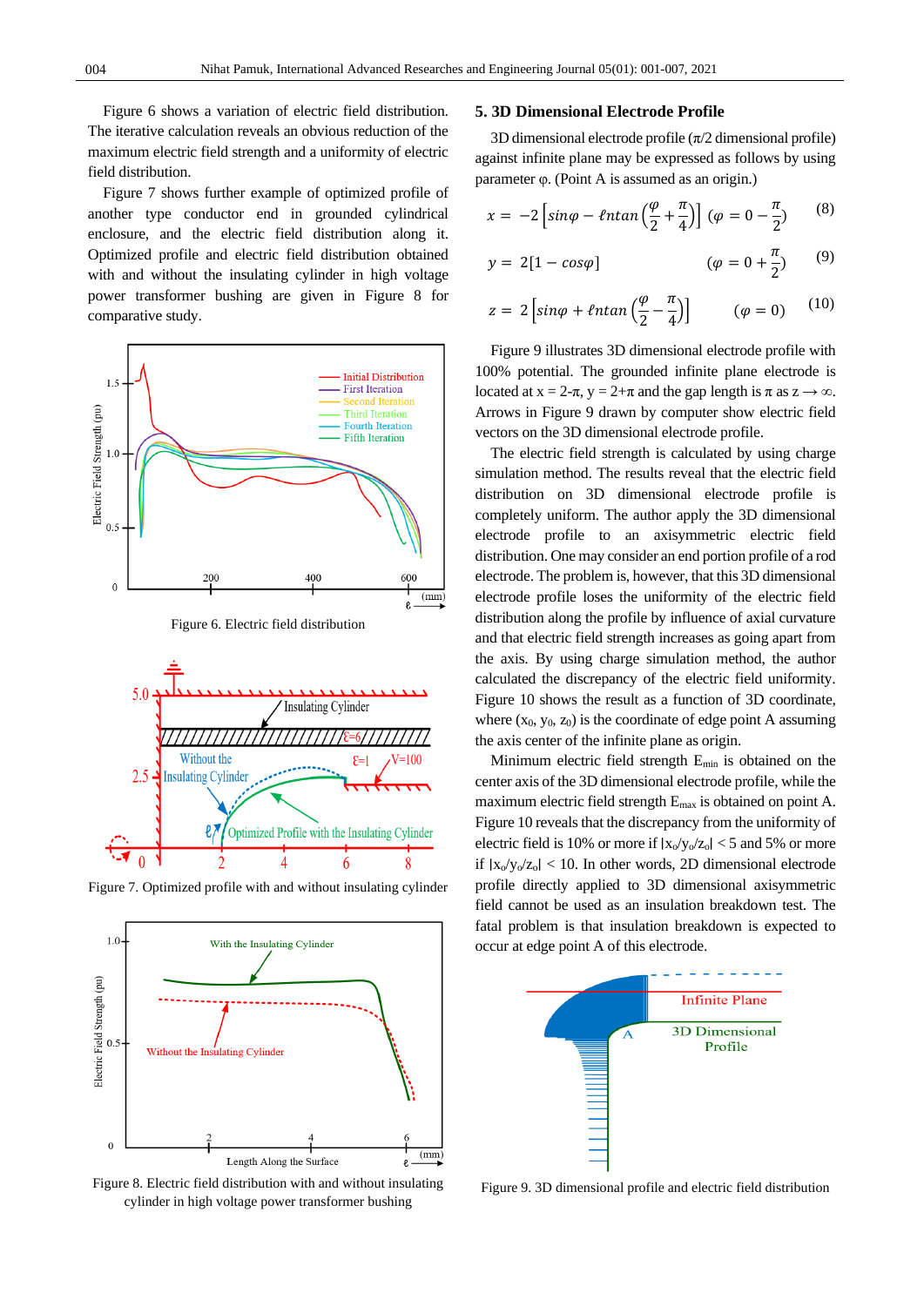Figure 6 shows a variation of electric field distribution. The iterative calculation reveals an obvious reduction of the maximum electric field strength and a uniformity of electric field distribution.

Figure 7 shows further example of optimized profile of another type conductor end in grounded cylindrical enclosure, and the electric field distribution along it. Optimized profile and electric field distribution obtained with and without the insulating cylinder in high voltage power transformer bushing are given in Figure 8 for comparative study.

Figure 6. Electric field distribution

Figure 7. Optimized profile with and without insulating cylinder

Figure 8. Electric field distribution with and without insulating cylinder in high voltage power transformer bushing

## 5. 3D Dimensional Electrode Profile

3D dimensional electrode profile (π/2 dimensional profile) against infinite plane may be expressed as follows by using parameter φ. (Point A is assumed as an origin.)

$$x = -2\left[\sin\varphi - \ell n\tan\left(\frac{\varphi}{2}+\frac{\pi}{4}\right)\right] \quad (\varphi = 0 - \frac{\pi}{2}) \tag{8}$$

$$y = 2[1 - \cos\varphi] \quad (\varphi = 0 + \frac{\pi}{2}) \tag{9}$$

$$z = 2\left[\sin\varphi + \ell n\tan\left(\frac{\varphi}{2}-\frac{\pi}{4}\right)\right] \quad (\varphi = 0) \tag{10}$$

Figure 9 illustrates 3D dimensional electrode profile with 100% potential. The grounded infinite plane electrode is located at x = 2-π, y = 2+π and the gap length is π as z → ∞. Arrows in Figure 9 drawn by computer show electric field vectors on the 3D dimensional electrode profile.

The electric field strength is calculated by using charge simulation method. The results reveal that the electric field distribution on 3D dimensional electrode profile is completely uniform. The author apply the 3D dimensional electrode profile to an axisymmetric electric field distribution. One may consider an end portion profile of a rod electrode. The problem is, however, that this 3D dimensional electrode profile loses the uniformity of the electric field distribution along the profile by influence of axial curvature and that electric field strength increases as going apart from the axis. By using charge simulation method, the author calculated the discrepancy of the electric field uniformity. Figure 10 shows the result as a function of 3D coordinate, where ($x_0$, $y_0$, $z_0$) is the coordinate of edge point A assuming the axis center of the infinite plane as origin.

Minimum electric field strength $E_{min}$ is obtained on the center axis of the 3D dimensional electrode profile, while the maximum electric field strength $E_{max}$ is obtained on point A. Figure 10 reveals that the discrepancy from the uniformity of electric field is 10% or more if $|x_o/y_o/z_o| < 5$ and 5% or more if $|x_o/y_o/z_o| < 10$. In other words, 2D dimensional electrode profile directly applied to 3D dimensional axisymmetric field cannot be used as an insulation breakdown test. The fatal problem is that insulation breakdown is expected to occur at edge point A of this electrode.

Figure 9. 3D dimensional profile and electric field distribution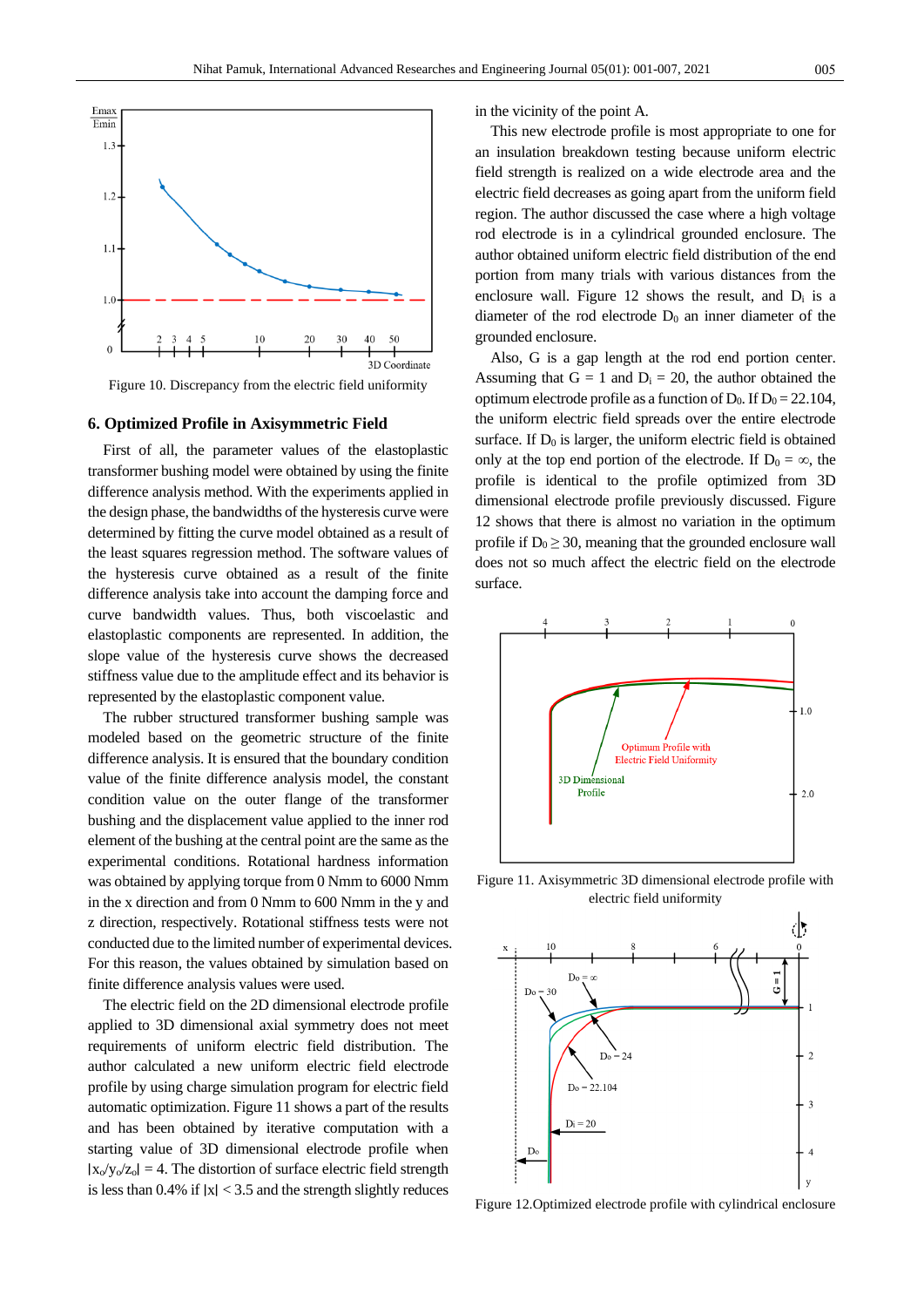Figure 10. Discrepancy from the electric field uniformity

## 6. Optimized Profile in Axisymmetric Field

First of all, the parameter values of the elastoplastic transformer bushing model were obtained by using the finite difference analysis method. With the experiments applied in the design phase, the bandwidths of the hysteresis curve were determined by fitting the curve model obtained as a result of the least squares regression method. The software values of the hysteresis curve obtained as a result of the finite difference analysis take into account the damping force and curve bandwidth values. Thus, both viscoelastic and elastoplastic components are represented. In addition, the slope value of the hysteresis curve shows the decreased stiffness value due to the amplitude effect and its behavior is represented by the elastoplastic component value.

The rubber structured transformer bushing sample was modeled based on the geometric structure of the finite difference analysis. It is ensured that the boundary condition value of the finite difference analysis model, the constant condition value on the outer flange of the transformer bushing and the displacement value applied to the inner rod element of the bushing at the central point are the same as the experimental conditions. Rotational hardness information was obtained by applying torque from 0 Nmm to 6000 Nmm in the x direction and from 0 Nmm to 600 Nmm in the y and z direction, respectively. Rotational stiffness tests were not conducted due to the limited number of experimental devices. For this reason, the values obtained by simulation based on finite difference analysis values were used.

The electric field on the 2D dimensional electrode profile applied to 3D dimensional axial symmetry does not meet requirements of uniform electric field distribution. The author calculated a new uniform electric field electrode profile by using charge simulation program for electric field automatic optimization. Figure 11 shows a part of the results and has been obtained by iterative computation with a starting value of 3D dimensional electrode profile when $|x_o/y_o/z_o| = 4$. The distortion of surface electric field strength is less than 0.4% if $|x| < 3.5$ and the strength slightly reduces in the vicinity of the point A.

This new electrode profile is most appropriate to one for an insulation breakdown testing because uniform electric field strength is realized on a wide electrode area and the electric field decreases as going apart from the uniform field region. The author discussed the case where a high voltage rod electrode is in a cylindrical grounded enclosure. The author obtained uniform electric field distribution of the end portion from many trials with various distances from the enclosure wall. Figure 12 shows the result, and $D_i$ is a diameter of the rod electrode $D_0$ an inner diameter of the grounded enclosure.

Also, G is a gap length at the rod end portion center. Assuming that G = 1 and $D_i$ = 20, the author obtained the optimum electrode profile as a function of $D_0$. If $D_0$ = 22.104, the uniform electric field spreads over the entire electrode surface. If $D_0$ is larger, the uniform electric field is obtained only at the top end portion of the electrode. If $D_0 = \infty$, the profile is identical to the profile optimized from 3D dimensional electrode profile previously discussed. Figure 12 shows that there is almost no variation in the optimum profile if $D_0 \geq 30$, meaning that the grounded enclosure wall does not so much affect the electric field on the electrode surface.

Figure 11. Axisymmetric 3D dimensional electrode profile with electric field uniformity

Figure 12.Optimized electrode profile with cylindrical enclosure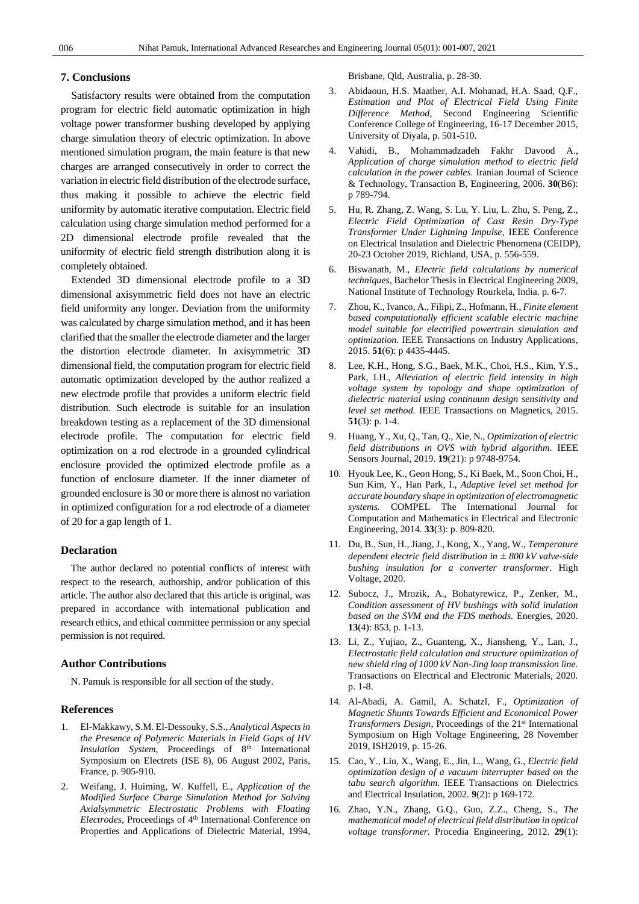## 7. Conclusions

Satisfactory results were obtained from the computation program for electric field automatic optimization in high voltage power transformer bushing developed by applying charge simulation theory of electric optimization. In above mentioned simulation program, the main feature is that new charges are arranged consecutively in order to correct the variation in electric field distribution of the electrode surface, thus making it possible to achieve the electric field uniformity by automatic iterative computation. Electric field calculation using charge simulation method performed for a 2D dimensional electrode profile revealed that the uniformity of electric field strength distribution along it is completely obtained.

Extended 3D dimensional electrode profile to a 3D dimensional axisymmetric field does not have an electric field uniformity any longer. Deviation from the uniformity was calculated by charge simulation method, and it has been clarified that the smaller the electrode diameter and the larger the distortion electrode diameter. In axisymmetric 3D dimensional field, the computation program for electric field automatic optimization developed by the author realized a new electrode profile that provides a uniform electric field distribution. Such electrode is suitable for an insulation breakdown testing as a replacement of the 3D dimensional electrode profile. The computation for electric field optimization on a rod electrode in a grounded cylindrical enclosure provided the optimized electrode profile as a function of enclosure diameter. If the inner diameter of grounded enclosure is 30 or more there is almost no variation in optimized configuration for a rod electrode of a diameter of 20 for a gap length of 1.

## Declaration

The author declared no potential conflicts of interest with respect to the research, authorship, and/or publication of this article. The author also declared that this article is original, was prepared in accordance with international publication and research ethics, and ethical committee permission or any special permission is not required.

## Author Contributions

N. Pamuk is responsible for all section of the study.

## References

1. El-Makkawy, S.M. El-Dessouky, S.S., *Analytical Aspects in the Presence of Polymeric Materials in Field Gaps of HV Insulation System*, Proceedings of 8th International Symposium on Electrets (ISE 8), 06 August 2002, Paris, France, p. 905-910.
2. Weifang, J. Huiming, W. Kuffell, E., *Application of the Modified Surface Charge Simulation Method for Solving Axialsymmetric Electrostatic Problems with Floating Electrodes*, Proceedings of 4th International Conference on Properties and Applications of Dielectric Material, 1994, Brisbane, Qld, Australia, p. 28-30.
3. Abidaoun, H.S. Maather, A.I. Mohanad, H.A. Saad, Q.F., *Estimation and Plot of Electrical Field Using Finite Difference Method*, Second Engineering Scientific Conference College of Engineering, 16-17 December 2015, University of Diyala, p. 501-510.
4. Vahidi, B., Mohammadzadeh Fakhr Davood A., *Application of charge simulation method to electric field calculation in the power cables.* Iranian Journal of Science & Technology, Transaction B, Engineering, 2006. **30**(B6): p 789-794.
5. Hu, R. Zhang, Z. Wang, S. Lu, Y. Liu, L. Zhu, S. Peng, Z., *Electric Field Optimization of Cast Resin Dry-Type Transformer Under Lightning Impulse*, IEEE Conference on Electrical Insulation and Dielectric Phenomena (CEIDP), 20-23 October 2019, Richland, USA, p. 556-559.
6. Biswanath, M., *Electric field calculations by numerical techniques*, Bachelor Thesis in Electrical Engineering 2009, National Institute of Technology Rourkela, India. p. 6-7.
7. Zhou, K., Ivanco, A., Filipi, Z., Hofmann, H., *Finite element based computationally efficient scalable electric machine model suitable for electrified powertrain simulation and optimization.* IEEE Transactions on Industry Applications, 2015. **51**(6): p 4435-4445.
8. Lee, K.H., Hong, S.G., Baek, M.K., Choi, H.S., Kim, Y.S., Park, I.H., *Alleviation of electric field intensity in high voltage system by topology and shape optimization of dielectric material using continuum design sensitivity and level set method.* IEEE Transactions on Magnetics, 2015. **51**(3): p. 1-4.
9. Huang, Y., Xu, Q., Tan, Q., Xie, N., *Optimization of electric field distributions in OVS with hybrid algorithm.* IEEE Sensors Journal, 2019. **19**(21): p 9748-9754.
10. Hyouk Lee, K., Geon Hong, S., Ki Baek, M., Soon Choi, H., Sun Kim, Y., Han Park, I., *Adaptive level set method for accurate boundary shape in optimization of electromagnetic systems.* COMPEL The International Journal for Computation and Mathematics in Electrical and Electronic Engineering, 2014. **33**(3): p. 809-820.
11. Du, B., Sun, H., Jiang, J., Kong, X., Yang, W., *Temperature dependent electric field distribution in ± 800 kV valve-side bushing insulation for a converter transformer.* High Voltage, 2020.
12. Subocz, J., Mrozik, A., Bohatyrewicz, P., Zenker, M., *Condition assessment of HV bushings with solid inulation based on the SVM and the FDS methods.* Energies, 2020. **13**(4): 853, p. 1-13.
13. Li, Z., Yujiao, Z., Guanteng, X., Jiansheng, Y., Lan, J., *Electrostatic field calculation and structure optimization of new shield ring of 1000 kV Nan-Jing loop transmission line.* Transactions on Electrical and Electronic Materials, 2020. p. 1-8.
14. Al-Abadi, A. Gamil, A. Schatzl, F., *Optimization of Magnetic Shunts Towards Efficient and Economical Power Transformers Design*, Proceedings of the 21st International Symposium on High Voltage Engineering, 28 November 2019, ISH2019, p. 15-26.
15. Cao, Y., Liu, X., Wang, E., Jin, L., Wang, G., *Electric field optimization design of a vacuum interrupter based on the tabu search algorithm.* IEEE Transactions on Dielectrics and Electrical Insulation, 2002. **9**(2): p 169-172.
16. Zhao, Y.N., Zhang, G.Q., Guo, Z.Z., Cheng, S., *The mathematical model of electrical field distribution in optical voltage transformer.* Procedia Engineering, 2012. **29**(1):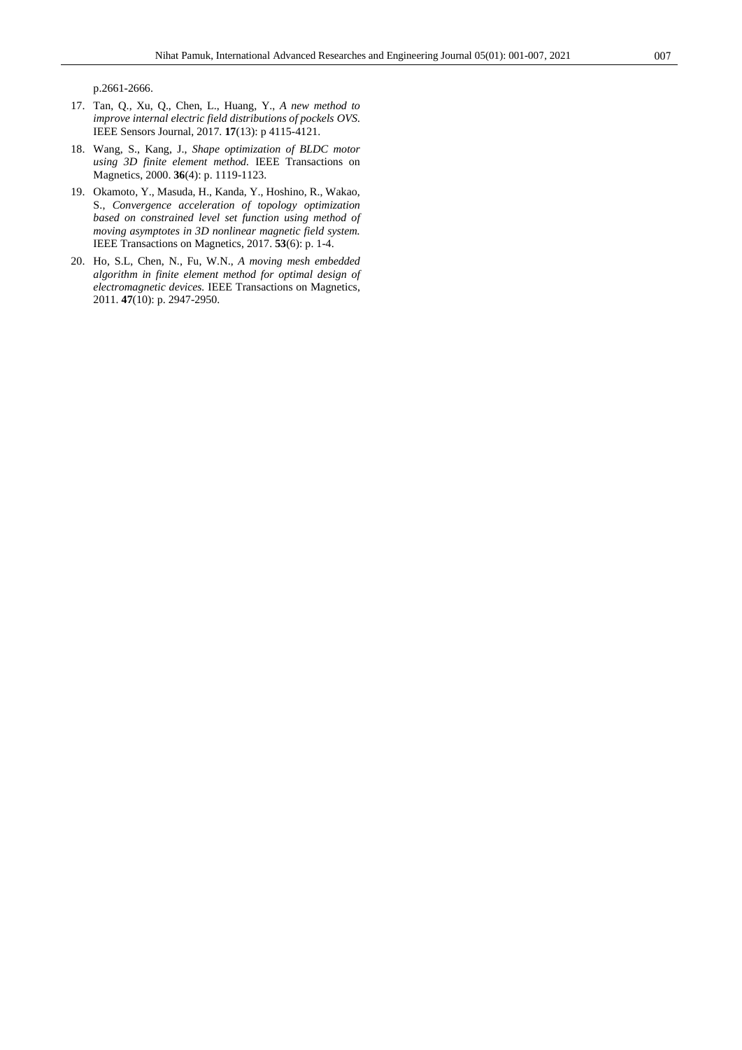p.2661-2666.

17. Tan, Q., Xu, Q., Chen, L., Huang, Y., *A new method to improve internal electric field distributions of pockels OVS.* IEEE Sensors Journal, 2017. **17**(13): p 4115-4121.
18. Wang, S., Kang, J., *Shape optimization of BLDC motor using 3D finite element method.* IEEE Transactions on Magnetics, 2000. **36**(4): p. 1119-1123.
19. Okamoto, Y., Masuda, H., Kanda, Y., Hoshino, R., Wakao, S., *Convergence acceleration of topology optimization based on constrained level set function using method of moving asymptotes in 3D nonlinear magnetic field system.* IEEE Transactions on Magnetics, 2017. **53**(6): p. 1-4.
20. Ho, S.L, Chen, N., Fu, W.N., *A moving mesh embedded algorithm in finite element method for optimal design of electromagnetic devices.* IEEE Transactions on Magnetics, 2011. **47**(10): p. 2947-2950.